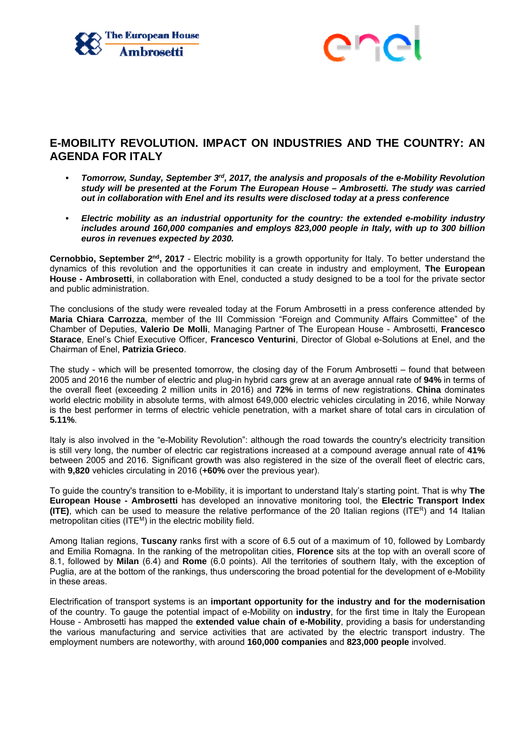# E-MOBILITY REVOLUTION. IMPACT ON INDUSTRIES AND THE COUNTRY: AN AGENDA FOR ITALY

- ***Tomorrow, Sunday, September 3rd, 2017, the analysis and proposals of the e-Mobility Revolution study will be presented at the Forum The European House – Ambrosetti. The study was carried out in collaboration with Enel and its results were disclosed today at a press conference***

- ***Electric mobility as an industrial opportunity for the country: the extended e-mobility industry includes around 160,000 companies and employs 823,000 people in Italy, with up to 300 billion euros in revenues expected by 2030.***

**Cernobbio, September 2nd, 2017** - Electric mobility is a growth opportunity for Italy. To better understand the dynamics of this revolution and the opportunities it can create in industry and employment, **The European House - Ambrosetti**, in collaboration with Enel, conducted a study designed to be a tool for the private sector and public administration.

The conclusions of the study were revealed today at the Forum Ambrosetti in a press conference attended by **Maria Chiara Carrozza**, member of the III Commission "Foreign and Community Affairs Committee" of the Chamber of Deputies, **Valerio De Molli**, Managing Partner of The European House - Ambrosetti, **Francesco Starace**, Enel's Chief Executive Officer, **Francesco Venturini**, Director of Global e-Solutions at Enel, and the Chairman of Enel, **Patrizia Grieco**.

The study - which will be presented tomorrow, the closing day of the Forum Ambrosetti – found that between 2005 and 2016 the number of electric and plug-in hybrid cars grew at an average annual rate of **94%** in terms of the overall fleet (exceeding 2 million units in 2016) and **72%** in terms of new registrations. **China** dominates world electric mobility in absolute terms, with almost 649,000 electric vehicles circulating in 2016, while Norway is the best performer in terms of electric vehicle penetration, with a market share of total cars in circulation of **5.11%**.

Italy is also involved in the "e-Mobility Revolution": although the road towards the country's electricity transition is still very long, the number of electric car registrations increased at a compound average annual rate of **41%** between 2005 and 2016. Significant growth was also registered in the size of the overall fleet of electric cars, with **9,820** vehicles circulating in 2016 (**+60%** over the previous year).

To guide the country's transition to e-Mobility, it is important to understand Italy's starting point. That is why **The European House - Ambrosetti** has developed an innovative monitoring tool, the **Electric Transport Index (ITE)**, which can be used to measure the relative performance of the 20 Italian regions ($ITE^R$) and 14 Italian metropolitan cities ($ITE^M$) in the electric mobility field.

Among Italian regions, **Tuscany** ranks first with a score of 6.5 out of a maximum of 10, followed by Lombardy and Emilia Romagna. In the ranking of the metropolitan cities, **Florence** sits at the top with an overall score of 8.1, followed by **Milan** (6.4) and **Rome** (6.0 points). All the territories of southern Italy, with the exception of Puglia, are at the bottom of the rankings, thus underscoring the broad potential for the development of e-Mobility in these areas.

Electrification of transport systems is an **important opportunity for the industry and for the modernisation** of the country. To gauge the potential impact of e-Mobility on **industry**, for the first time in Italy the European House - Ambrosetti has mapped the **extended value chain of e-Mobility**, providing a basis for understanding the various manufacturing and service activities that are activated by the electric transport industry. The employment numbers are noteworthy, with around **160,000 companies** and **823,000 people** involved.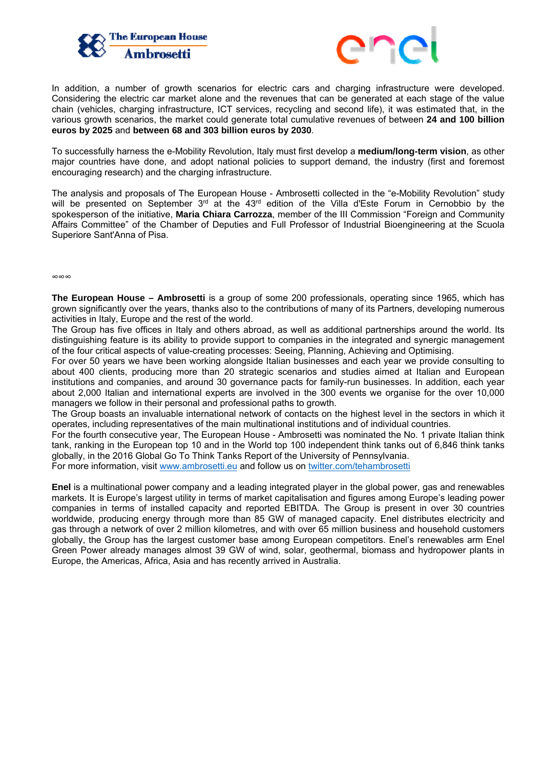In addition, a number of growth scenarios for electric cars and charging infrastructure were developed. Considering the electric car market alone and the revenues that can be generated at each stage of the value chain (vehicles, charging infrastructure, ICT services, recycling and second life), it was estimated that, in the various growth scenarios, the market could generate total cumulative revenues of between **24 and 100 billion euros by 2025** and **between 68 and 303 billion euros by 2030**.

To successfully harness the e-Mobility Revolution, Italy must first develop a **medium/long-term vision**, as other major countries have done, and adopt national policies to support demand, the industry (first and foremost encouraging research) and the charging infrastructure.

The analysis and proposals of The European House - Ambrosetti collected in the "e-Mobility Revolution" study will be presented on September 3rd at the 43rd edition of the Villa d'Este Forum in Cernobbio by the spokesperson of the initiative, **Maria Chiara Carrozza**, member of the III Commission "Foreign and Community Affairs Committee" of the Chamber of Deputies and Full Professor of Industrial Bioengineering at the Scuola Superiore Sant'Anna of Pisa.

∞∞∞

**The European House – Ambrosetti** is a group of some 200 professionals, operating since 1965, which has grown significantly over the years, thanks also to the contributions of many of its Partners, developing numerous activities in Italy, Europe and the rest of the world.
The Group has five offices in Italy and others abroad, as well as additional partnerships around the world. Its distinguishing feature is its ability to provide support to companies in the integrated and synergic management of the four critical aspects of value-creating processes: Seeing, Planning, Achieving and Optimising.
For over 50 years we have been working alongside Italian businesses and each year we provide consulting to about 400 clients, producing more than 20 strategic scenarios and studies aimed at Italian and European institutions and companies, and around 30 governance pacts for family-run businesses. In addition, each year about 2,000 Italian and international experts are involved in the 300 events we organise for the over 10,000 managers we follow in their personal and professional paths to growth.
The Group boasts an invaluable international network of contacts on the highest level in the sectors in which it operates, including representatives of the main multinational institutions and of individual countries.
For the fourth consecutive year, The European House - Ambrosetti was nominated the No. 1 private Italian think tank, ranking in the European top 10 and in the World top 100 independent think tanks out of 6,846 think tanks globally, in the 2016 Global Go To Think Tanks Report of the University of Pennsylvania.
For more information, visit www.ambrosetti.eu and follow us on twitter.com/tehambrosetti

**Enel** is a multinational power company and a leading integrated player in the global power, gas and renewables markets. It is Europe's largest utility in terms of market capitalisation and figures among Europe's leading power companies in terms of installed capacity and reported EBITDA. The Group is present in over 30 countries worldwide, producing energy through more than 85 GW of managed capacity. Enel distributes electricity and gas through a network of over 2 million kilometres, and with over 65 million business and household customers globally, the Group has the largest customer base among European competitors. Enel's renewables arm Enel Green Power already manages almost 39 GW of wind, solar, geothermal, biomass and hydropower plants in Europe, the Americas, Africa, Asia and has recently arrived in Australia.